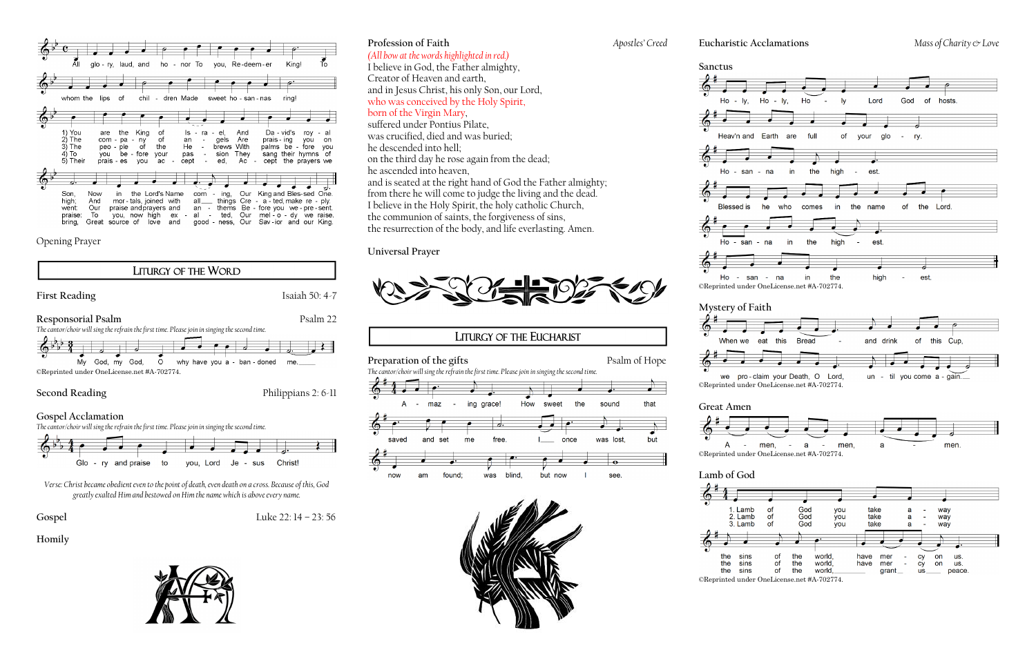All glory, laud, and honor To you, Redeemer King! To whom the lips of children Made sweet hosannas ring!

1) You are the King of Israel, And David's royal Son, Now in the Lord's Name coming, Our King and Blessed One.
2) The company of angels Are praising you on high; And mortals, joined with all things Create, make reply.
3) The people of the Hebrews With palms before you went: Our praise and prayers and anthems Before you we present.
4) To you before your passion They sang their hymns of praise: To you, now high exalted, Our melody we raise.
5) Their praises you accepted, Accept the prayers we bring, Great source of love and goodness, Our Savior and our King.

Opening Prayer

## LITURGY OF THE WORD

**First Reading** — Isaiah 50: 4-7

**Responsorial Psalm** — Psalm 22

*The cantor/choir will sing the refrain the first time. Please join in singing the second time.*

My God, my God, O why have you abandoned me.

©Reprinted under OneLicense.net #A-702774.

**Second Reading** — Philippians 2: 6-11

**Gospel Acclamation**

*The cantor/choir will sing the refrain the first time. Please join in singing the second time.*

Glory and praise to you, Lord Jesus Christ!

*Verse: Christ became obedient even to the point of death, even death on a cross. Because of this, God greatly exalted Him and bestowed on Him the name which is above every name.*

**Gospel** — Luke 22: 14 – 23: 56

**Homily**

**Profession of Faith** — *Apostles' Creed*

*(All bow at the words highlighted in red.)*

I believe in God, the Father almighty,
Creator of Heaven and earth,
and in Jesus Christ, his only Son, our Lord,
who was conceived by the Holy Spirit,
born of the Virgin Mary,
suffered under Pontius Pilate,
was crucified, died and was buried;
he descended into hell;
on the third day he rose again from the dead;
he ascended into heaven,
and is seated at the right hand of God the Father almighty;
from there he will come to judge the living and the dead.
I believe in the Holy Spirit, the holy catholic Church,
the communion of saints, the forgiveness of sins,
the resurrection of the body, and life everlasting. Amen.

**Universal Prayer**

## LITURGY OF THE EUCHARIST

**Preparation of the gifts** — Psalm of Hope

*The cantor/choir will sing the refrain the first time. Please join in singing the second time.*

Amazing grace! How sweet the sound that saved and set me free. I once was lost, but now am found; was blind, but now I see.

**Eucharistic Acclamations** — *Mass of Charity & Love*

**Sanctus**

Holy, Holy, Holy Lord God of hosts. Heav'n and Earth are full of your glory. Hosanna in the highest. Blessed is he who comes in the name of the Lord. Hosanna in the highest. Hosanna in the highest.

©Reprinted under OneLicense.net #A-702774.

**Mystery of Faith**

When we eat this Bread and drink of this Cup, we proclaim your Death, O Lord, until you come again.

©Reprinted under OneLicense.net #A-702774.

**Great Amen**

Amen, amen, amen.

©Reprinted under OneLicense.net #A-702774.

**Lamb of God**

1. Lamb of God you take away the sins of the world, have mercy on us.
2. Lamb of God you take away the sins of the world, have mercy on us.
3. Lamb of God you take away the sins of the world, grant us peace.

©Reprinted under OneLicense.net #A-702774.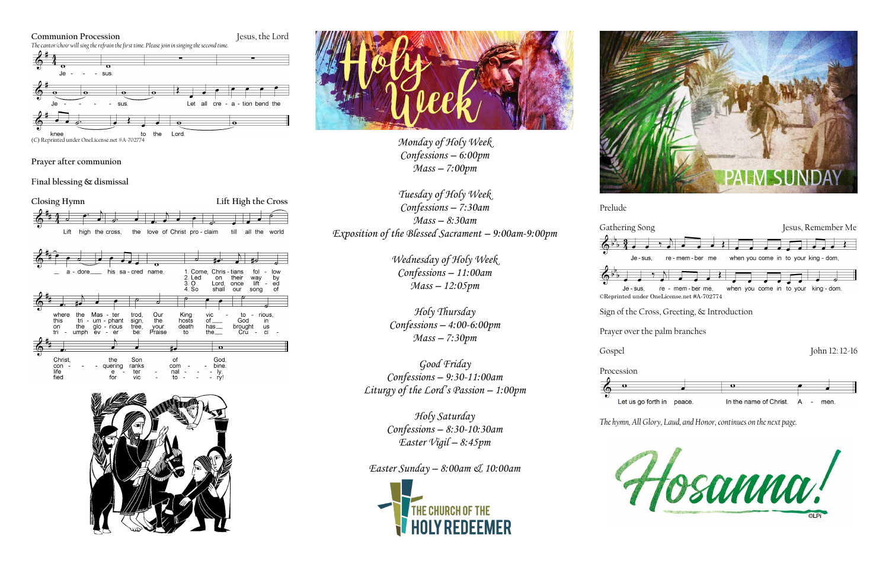Communion Procession — Jesus, the Lord

*The cantor/choir will sing the refrain the first time. Please join in singing the second time.*

Je - - - sus.

Je - - - sus. Let all cre - a - tion bend the knee to the Lord.

(C) Reprinted under OneLicense.net #A-702774

Prayer after communion

Final blessing & dismissal

Closing Hymn — Lift High the Cross

Lift high the cross, the love of Christ pro - claim till all the world a - dore his sa - cred name.

1. Come, Chris - tians fol - low where the Mas - ter trod, Our King vic - to - rious, Christ, the Son of God.
2. Led on their way by this tri - um - phant sign, the hosts of God in con - quering ranks com - bine.
3. O Lord, once lift - ed on the glo - rious tree, your death has brought us life e - ter - nal - ly.
4. So shall our song of tri - umph ev - er be: Praise to the Cru - ci - fied for vic - to - ry!

*Monday of Holy Week*
*Confessions – 6:00pm*
*Mass – 7:00pm*

*Tuesday of Holy Week*
*Confessions – 7:30am*
*Mass – 8:30am*
*Exposition of the Blessed Sacrament – 9:00am-9:00pm*

*Wednesday of Holy Week*
*Confessions – 11:00am*
*Mass – 12:05pm*

*Holy Thursday*
*Confessions – 4:00-6:00pm*
*Mass – 7:30pm*

*Good Friday*
*Confessions – 9:30-11:00am*
*Liturgy of the Lord's Passion – 1:00pm*

*Holy Saturday*
*Confessions – 8:30-10:30am*
*Easter Vigil – 8:45pm*

*Easter Sunday – 8:00am & 10:00am*

THE CHURCH OF THE HOLY REDEEMER

PALM SUNDAY

Prelude

Gathering Song — Jesus, Remember Me

Je - sus, re - mem - ber me when you come in to your king - dom,
Je - sus, re - mem - ber me, when you come in to your king - dom.

©Reprinted under OneLicense.net #A-702774

Sign of the Cross, Greeting, & Introduction

Prayer over the palm branches

Gospel — John 12: 12-16

Procession

Let us go forth in peace. In the name of Christ. A - men.

*The hymn, All Glory, Laud, and Honor, continues on the next page.*

Hosanna!

©LPi